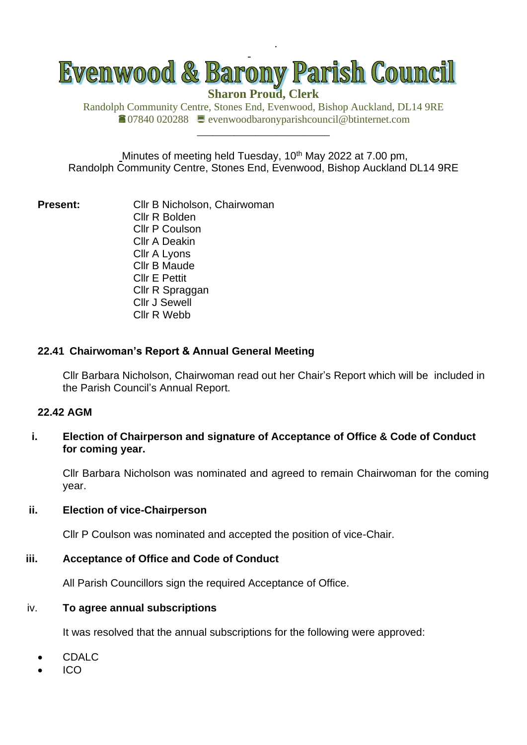# Evenwood & Barony Parish Council

**Sharon Proud, Clerk**

Randolph Community Centre, Stones End, Evenwood, Bishop Auckland, DL14 9RE
☎ 07840 020288 🖳 evenwoodbaronyparishcouncil@btinternet.com

---

Minutes of meeting held Tuesday, 10th May 2022 at 7.00 pm,
Randolph Community Centre, Stones End, Evenwood, Bishop Auckland DL14 9RE

**Present:**
Cllr B Nicholson, Chairwoman
Cllr R Bolden
Cllr P Coulson
Cllr A Deakin
Cllr A Lyons
Cllr B Maude
Cllr E Pettit
Cllr R Spraggan
Cllr J Sewell
Cllr R Webb

### 22.41 Chairwoman's Report & Annual General Meeting

Cllr Barbara Nicholson, Chairwoman read out her Chair's Report which will be included in the Parish Council's Annual Report.

### 22.42 AGM

**i. Election of Chairperson and signature of Acceptance of Office & Code of Conduct for coming year.**

Cllr Barbara Nicholson was nominated and agreed to remain Chairwoman for the coming year.

**ii. Election of vice-Chairperson**

Cllr P Coulson was nominated and accepted the position of vice-Chair.

**iii. Acceptance of Office and Code of Conduct**

All Parish Councillors sign the required Acceptance of Office.

iv. **To agree annual subscriptions**

It was resolved that the annual subscriptions for the following were approved:

- CDALC
- ICO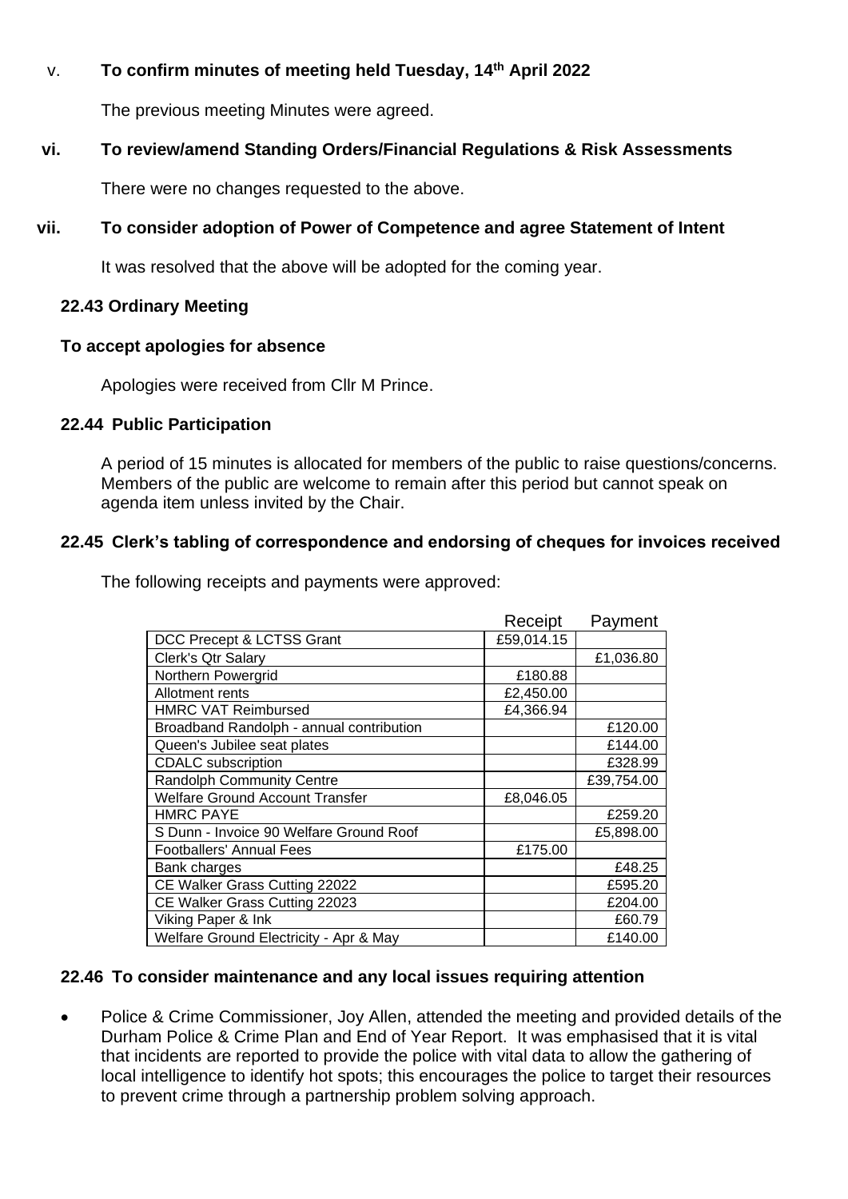v. **To confirm minutes of meeting held Tuesday, 14th April 2022**

The previous meeting Minutes were agreed.

**vi. To review/amend Standing Orders/Financial Regulations & Risk Assessments**

There were no changes requested to the above.

**vii. To consider adoption of Power of Competence and agree Statement of Intent**

It was resolved that the above will be adopted for the coming year.

**22.43 Ordinary Meeting**

**To accept apologies for absence**

Apologies were received from Cllr M Prince.

**22.44 Public Participation**

A period of 15 minutes is allocated for members of the public to raise questions/concerns. Members of the public are welcome to remain after this period but cannot speak on agenda item unless invited by the Chair.

**22.45 Clerk's tabling of correspondence and endorsing of cheques for invoices received**

The following receipts and payments were approved:

| | Receipt | Payment |
|---|---|---|
| DCC Precept & LCTSS Grant | £59,014.15 | |
| Clerk's Qtr Salary | | £1,036.80 |
| Northern Powergrid | £180.88 | |
| Allotment rents | £2,450.00 | |
| HMRC VAT Reimbursed | £4,366.94 | |
| Broadband Randolph - annual contribution | | £120.00 |
| Queen's Jubilee seat plates | | £144.00 |
| CDALC subscription | | £328.99 |
| Randolph Community Centre | | £39,754.00 |
| Welfare Ground Account Transfer | £8,046.05 | |
| HMRC PAYE | | £259.20 |
| S Dunn - Invoice 90 Welfare Ground Roof | | £5,898.00 |
| Footballers' Annual Fees | £175.00 | |
| Bank charges | | £48.25 |
| CE Walker Grass Cutting 22022 | | £595.20 |
| CE Walker Grass Cutting 22023 | | £204.00 |
| Viking Paper & Ink | | £60.79 |
| Welfare Ground Electricity - Apr & May | | £140.00 |

**22.46 To consider maintenance and any local issues requiring attention**

- Police & Crime Commissioner, Joy Allen, attended the meeting and provided details of the Durham Police & Crime Plan and End of Year Report. It was emphasised that it is vital that incidents are reported to provide the police with vital data to allow the gathering of local intelligence to identify hot spots; this encourages the police to target their resources to prevent crime through a partnership problem solving approach.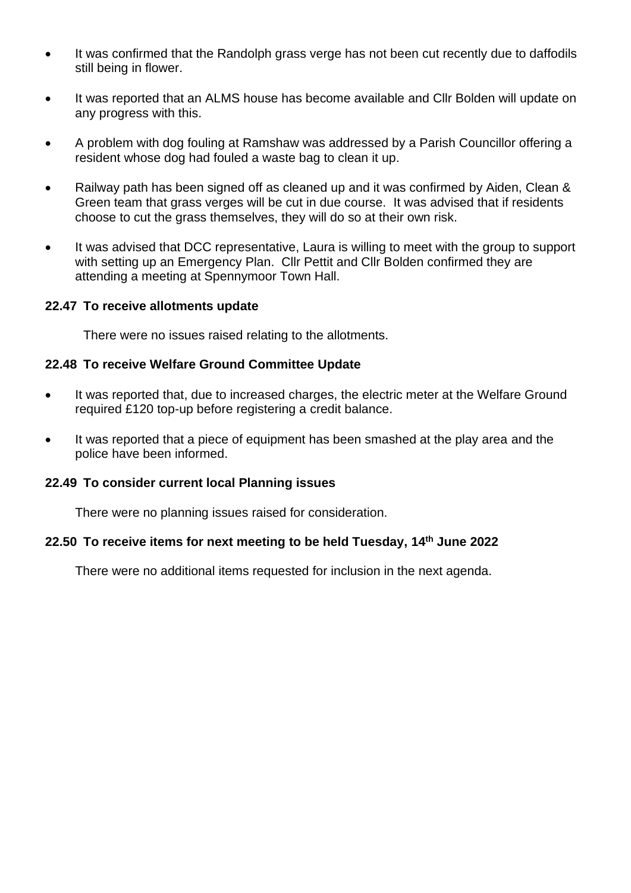- It was confirmed that the Randolph grass verge has not been cut recently due to daffodils still being in flower.
- It was reported that an ALMS house has become available and Cllr Bolden will update on any progress with this.
- A problem with dog fouling at Ramshaw was addressed by a Parish Councillor offering a resident whose dog had fouled a waste bag to clean it up.
- Railway path has been signed off as cleaned up and it was confirmed by Aiden, Clean & Green team that grass verges will be cut in due course. It was advised that if residents choose to cut the grass themselves, they will do so at their own risk.
- It was advised that DCC representative, Laura is willing to meet with the group to support with setting up an Emergency Plan. Cllr Pettit and Cllr Bolden confirmed they are attending a meeting at Spennymoor Town Hall.

### 22.47 To receive allotments update

There were no issues raised relating to the allotments.

### 22.48 To receive Welfare Ground Committee Update

- It was reported that, due to increased charges, the electric meter at the Welfare Ground required £120 top-up before registering a credit balance.
- It was reported that a piece of equipment has been smashed at the play area and the police have been informed.

### 22.49 To consider current local Planning issues

There were no planning issues raised for consideration.

### 22.50 To receive items for next meeting to be held Tuesday, 14th June 2022

There were no additional items requested for inclusion in the next agenda.